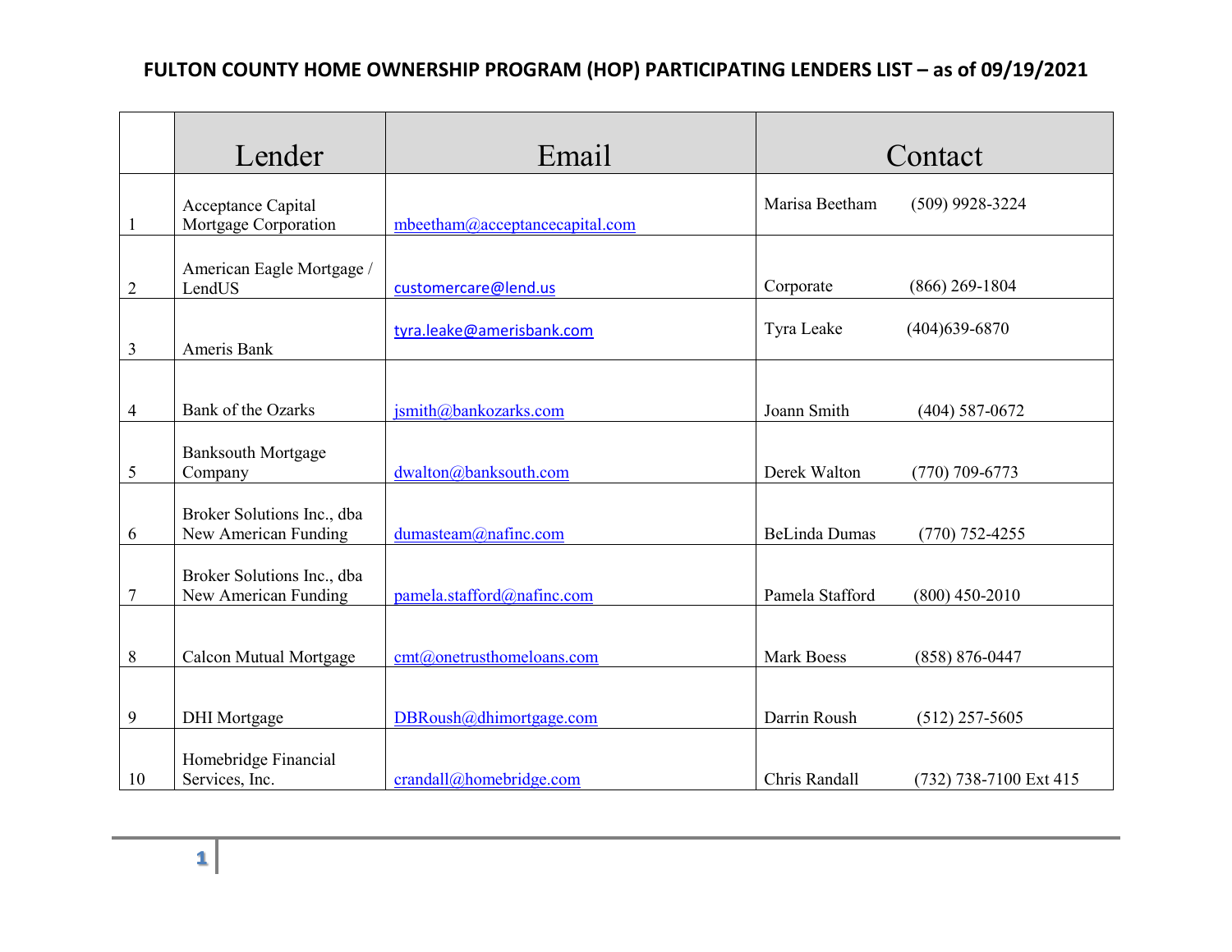# FULTON COUNTY HOME OWNERSHIP PROGRAM (HOP) PARTICIPATING LENDERS LIST – as of 09/19/2021

| | Lender | Email | Contact |
|---|---|---|---|
| 1 | Acceptance Capital Mortgage Corporation | mbeetham@acceptancecapital.com | Marisa Beetham (509) 9928-3224 |
| 2 | American Eagle Mortgage / LendUS | customercare@lend.us | Corporate (866) 269-1804 |
| 3 | Ameris Bank | tyra.leake@amerisbank.com | Tyra Leake (404)639-6870 |
| 4 | Bank of the Ozarks | jsmith@bankozarks.com | Joann Smith (404) 587-0672 |
| 5 | Banksouth Mortgage Company | dwalton@banksouth.com | Derek Walton (770) 709-6773 |
| 6 | Broker Solutions Inc., dba New American Funding | dumasteam@nafinc.com | BeLinda Dumas (770) 752-4255 |
| 7 | Broker Solutions Inc., dba New American Funding | pamela.stafford@nafinc.com | Pamela Stafford (800) 450-2010 |
| 8 | Calcon Mutual Mortgage | cmt@onetrusthomeloans.com | Mark Boess (858) 876-0447 |
| 9 | DHI Mortgage | DBRoush@dhimortgage.com | Darrin Roush (512) 257-5605 |
| 10 | Homebridge Financial Services, Inc. | crandall@homebridge.com | Chris Randall (732) 738-7100 Ext 415 |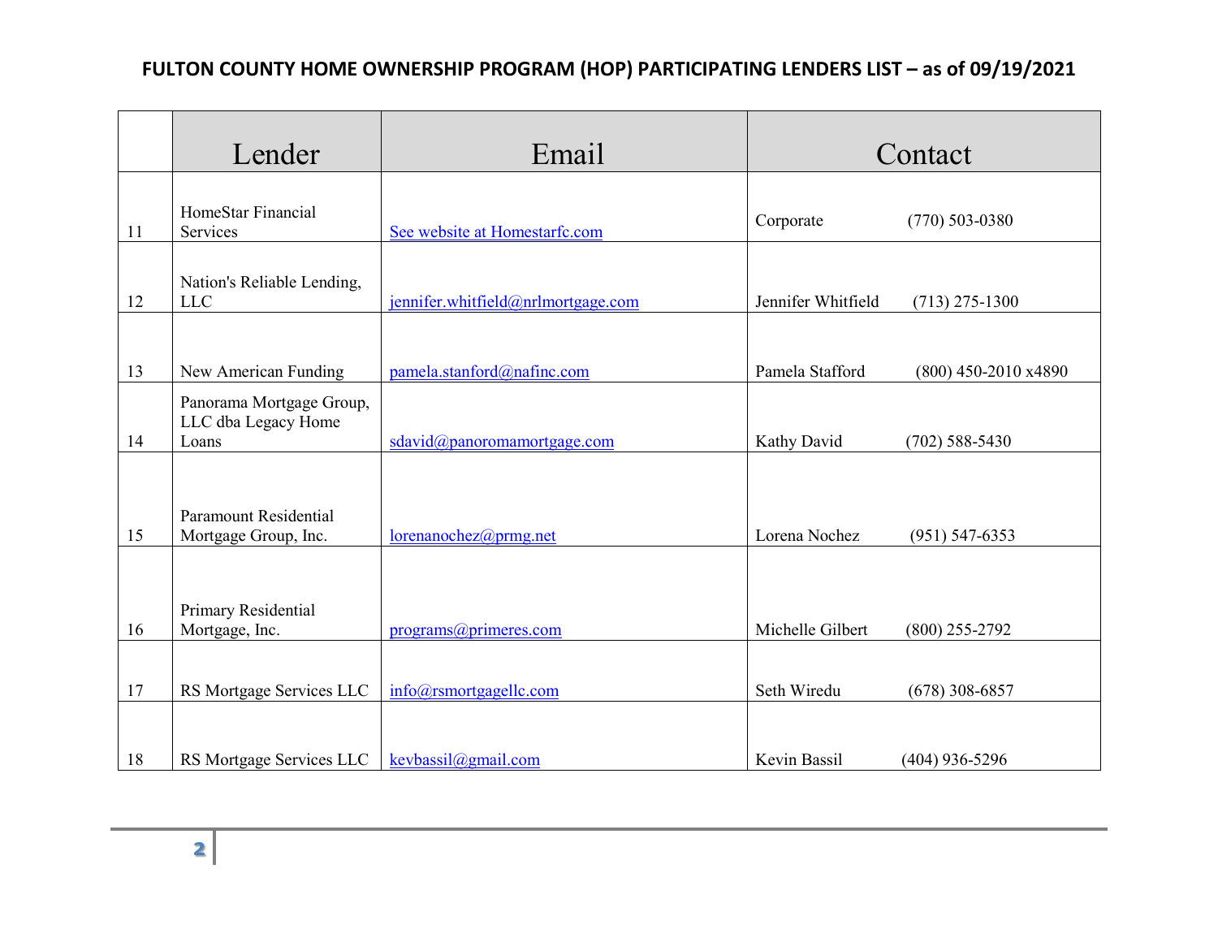# FULTON COUNTY HOME OWNERSHIP PROGRAM (HOP) PARTICIPATING LENDERS LIST – as of 09/19/2021

| | Lender | Email | Contact | |
|---|---|---|---|---|
| 11 | HomeStar Financial Services | See website at Homestarfc.com | Corporate | (770) 503-0380 |
| 12 | Nation's Reliable Lending, LLC | jennifer.whitfield@nrlmortgage.com | Jennifer Whitfield | (713) 275-1300 |
| 13 | New American Funding | pamela.stanford@nafinc.com | Pamela Stafford | (800) 450-2010 x4890 |
| 14 | Panorama Mortgage Group, LLC dba Legacy Home Loans | sdavid@panoromamortgage.com | Kathy David | (702) 588-5430 |
| 15 | Paramount Residential Mortgage Group, Inc. | lorenanochez@prmg.net | Lorena Nochez | (951) 547-6353 |
| 16 | Primary Residential Mortgage, Inc. | programs@primeres.com | Michelle Gilbert | (800) 255-2792 |
| 17 | RS Mortgage Services LLC | info@rsmortgagellc.com | Seth Wiredu | (678) 308-6857 |
| 18 | RS Mortgage Services LLC | kevbassil@gmail.com | Kevin Bassil | (404) 936-5296 |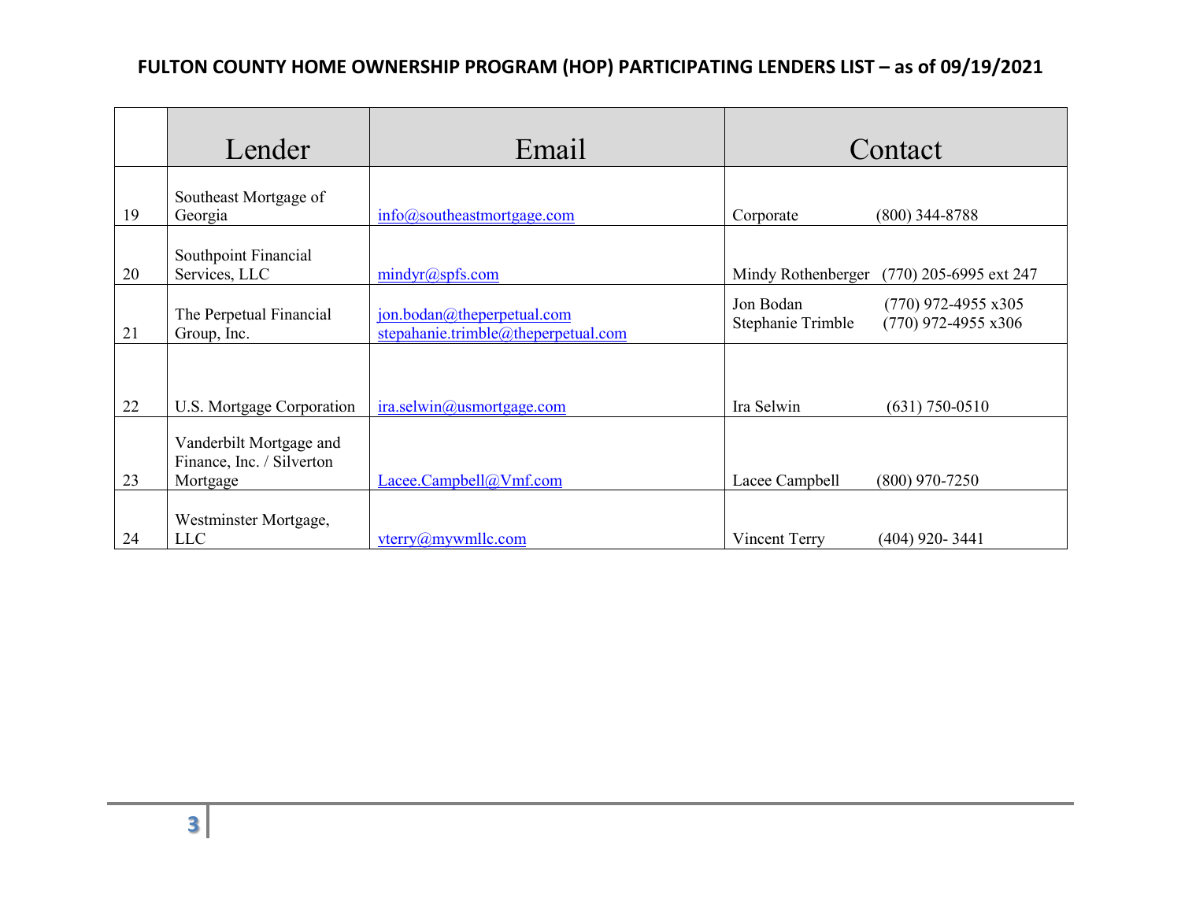## FULTON COUNTY HOME OWNERSHIP PROGRAM (HOP) PARTICIPATING LENDERS LIST – as of 09/19/2021

| | Lender | Email | Contact |
|---|---|---|---|
| 19 | Southeast Mortgage of Georgia | info@southeastmortgage.com | Corporate (800) 344-8788 |
| 20 | Southpoint Financial Services, LLC | mindyr@spfs.com | Mindy Rothenberger (770) 205-6995 ext 247 |
| 21 | The Perpetual Financial Group, Inc. | jon.bodan@theperpetual.com<br>stepahanie.trimble@theperpetual.com | Jon Bodan (770) 972-4955 x305<br>Stephanie Trimble (770) 972-4955 x306 |
| 22 | U.S. Mortgage Corporation | ira.selwin@usmortgage.com | Ira Selwin (631) 750-0510 |
| 23 | Vanderbilt Mortgage and Finance, Inc. / Silverton Mortgage | Lacee.Campbell@Vmf.com | Lacee Campbell (800) 970-7250 |
| 24 | Westminster Mortgage, LLC | vterry@mywmllc.com | Vincent Terry (404) 920- 3441 |